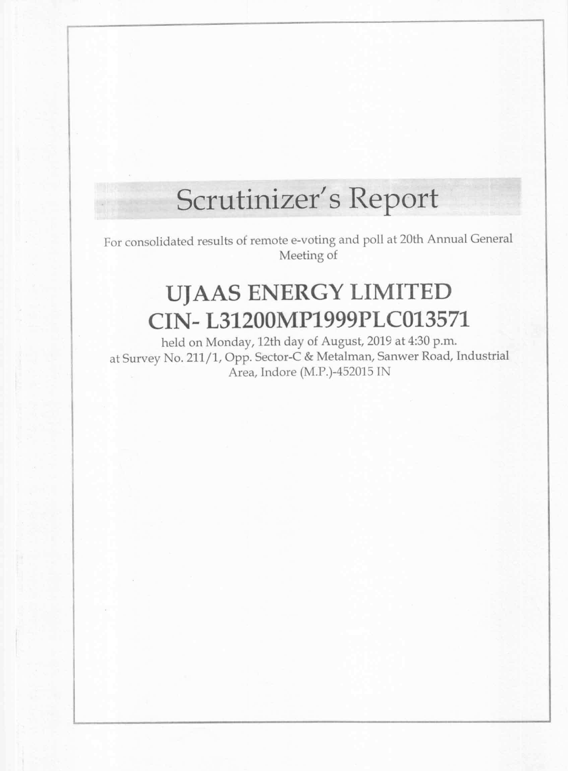# Scrutinizer's Report

For consolidated results of remote e-voting and poll at 20th Annual General Meeting of

## UJAAS ENERGY LIMITED
## CIN- L31200MP1999PLC013571

held on Monday, 12th day of August, 2019 at 4:30 p.m.
at Survey No. 211/1, Opp. Sector-C & Metalman, Sanwer Road, Industrial Area, Indore (M.P.)-452015 IN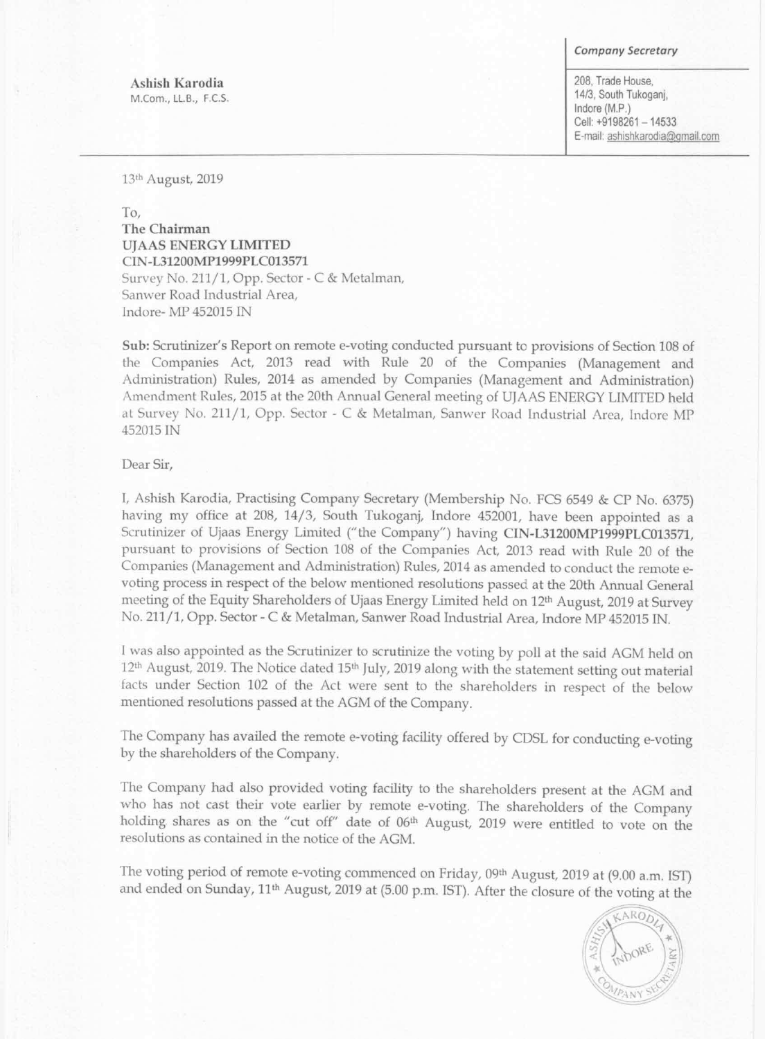*Company Secretary*

**Ashish Karodia**
M.Com., LL.B., F.C.S.

208, Trade House,
14/3, South Tukoganj,
Indore (M.P.)
Cell: +9198261 – 14533
E-mail: ashishkarodia@gmail.com

13th August, 2019

To,
**The Chairman**
**UJAAS ENERGY LIMITED**
**CIN-L31200MP1999PLC013571**
Survey No. 211/1, Opp. Sector - C & Metalman,
Sanwer Road Industrial Area,
Indore- MP 452015 IN

**Sub:** Scrutinizer's Report on remote e-voting conducted pursuant to provisions of Section 108 of the Companies Act, 2013 read with Rule 20 of the Companies (Management and Administration) Rules, 2014 as amended by Companies (Management and Administration) Amendment Rules, 2015 at the 20th Annual General meeting of UJAAS ENERGY LIMITED held at Survey No. 211/1, Opp. Sector - C & Metalman, Sanwer Road Industrial Area, Indore MP 452015 IN

Dear Sir,

I, Ashish Karodia, Practising Company Secretary (Membership No. FCS 6549 & CP No. 6375) having my office at 208, 14/3, South Tukoganj, Indore 452001, have been appointed as a Scrutinizer of Ujaas Energy Limited ("the Company") having **CIN-L31200MP1999PLC013571**, pursuant to provisions of Section 108 of the Companies Act, 2013 read with Rule 20 of the Companies (Management and Administration) Rules, 2014 as amended to conduct the remote e-voting process in respect of the below mentioned resolutions passed at the 20th Annual General meeting of the Equity Shareholders of Ujaas Energy Limited held on 12th August, 2019 at Survey No. 211/1, Opp. Sector - C & Metalman, Sanwer Road Industrial Area, Indore MP 452015 IN.

I was also appointed as the Scrutinizer to scrutinize the voting by poll at the said AGM held on 12th August, 2019. The Notice dated 15th July, 2019 along with the statement setting out material facts under Section 102 of the Act were sent to the shareholders in respect of the below mentioned resolutions passed at the AGM of the Company.

The Company has availed the remote e-voting facility offered by CDSL for conducting e-voting by the shareholders of the Company.

The Company had also provided voting facility to the shareholders present at the AGM and who has not cast their vote earlier by remote e-voting. The shareholders of the Company holding shares as on the "cut off" date of 06th August, 2019 were entitled to vote on the resolutions as contained in the notice of the AGM.

The voting period of remote e-voting commenced on Friday, 09th August, 2019 at (9.00 a.m. IST) and ended on Sunday, 11th August, 2019 at (5.00 p.m. IST). After the closure of the voting at the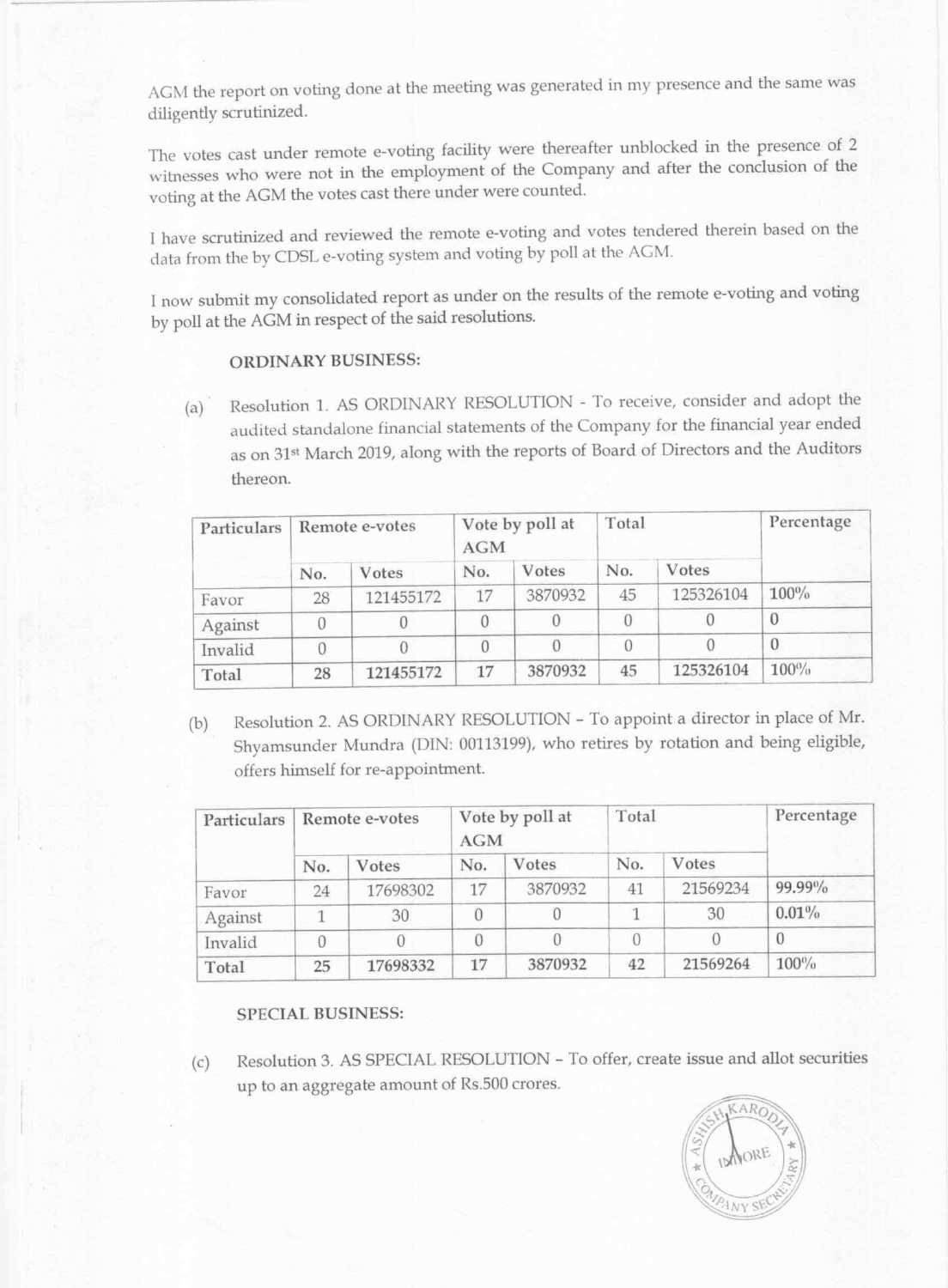AGM the report on voting done at the meeting was generated in my presence and the same was diligently scrutinized.

The votes cast under remote e-voting facility were thereafter unblocked in the presence of 2 witnesses who were not in the employment of the Company and after the conclusion of the voting at the AGM the votes cast there under were counted.

I have scrutinized and reviewed the remote e-voting and votes tendered therein based on the data from the by CDSL e-voting system and voting by poll at the AGM.

I now submit my consolidated report as under on the results of the remote e-voting and voting by poll at the AGM in respect of the said resolutions.

**ORDINARY BUSINESS:**

(a) Resolution 1. AS ORDINARY RESOLUTION - To receive, consider and adopt the audited standalone financial statements of the Company for the financial year ended as on 31st March 2019, along with the reports of Board of Directors and the Auditors thereon.

| Particulars | Remote e-votes | | Vote by poll at AGM | | Total | | Percentage |
|---|---|---|---|---|---|---|---|
| | No. | Votes | No. | Votes | No. | Votes | |
| Favor | 28 | 121455172 | 17 | 3870932 | 45 | 125326104 | 100% |
| Against | 0 | 0 | 0 | 0 | 0 | 0 | 0 |
| Invalid | 0 | 0 | 0 | 0 | 0 | 0 | 0 |
| Total | 28 | 121455172 | 17 | 3870932 | 45 | 125326104 | 100% |

(b) Resolution 2. AS ORDINARY RESOLUTION – To appoint a director in place of Mr. Shyamsunder Mundra (DIN: 00113199), who retires by rotation and being eligible, offers himself for re-appointment.

| Particulars | Remote e-votes | | Vote by poll at AGM | | Total | | Percentage |
|---|---|---|---|---|---|---|---|
| | No. | Votes | No. | Votes | No. | Votes | |
| Favor | 24 | 17698302 | 17 | 3870932 | 41 | 21569234 | 99.99% |
| Against | 1 | 30 | 0 | 0 | 1 | 30 | 0.01% |
| Invalid | 0 | 0 | 0 | 0 | 0 | 0 | 0 |
| Total | 25 | 17698332 | 17 | 3870932 | 42 | 21569264 | 100% |

**SPECIAL BUSINESS:**

(c) Resolution 3. AS SPECIAL RESOLUTION – To offer, create issue and allot securities up to an aggregate amount of Rs.500 crores.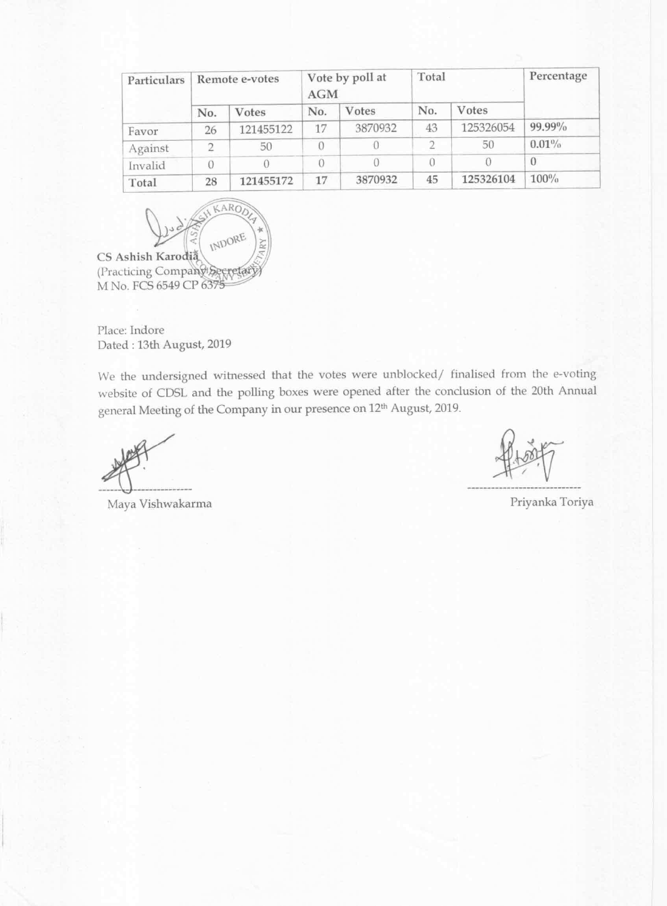| Particulars | Remote e-votes | | Vote by poll at AGM | | Total | | Percentage |
|---|---|---|---|---|---|---|---|
| | No. | Votes | No. | Votes | No. | Votes | |
| Favor | 26 | 121455122 | 17 | 3870932 | 43 | 125326054 | 99.99% |
| Against | 2 | 50 | 0 | 0 | 2 | 50 | 0.01% |
| Invalid | 0 | 0 | 0 | 0 | 0 | 0 | 0 |
| Total | 28 | 121455172 | 17 | 3870932 | 45 | 125326104 | 100% |

**CS Ashish Karodia**
(Practicing Company Secretary)
M No. FCS 6549 CP 6375

Place: Indore
Dated : 13th August, 2019

We the undersigned witnessed that the votes were unblocked/ finalised from the e-voting website of CDSL and the polling boxes were opened after the conclusion of the 20th Annual general Meeting of the Company in our presence on 12th August, 2019.

Maya Vishwakarma

Priyanka Toriya